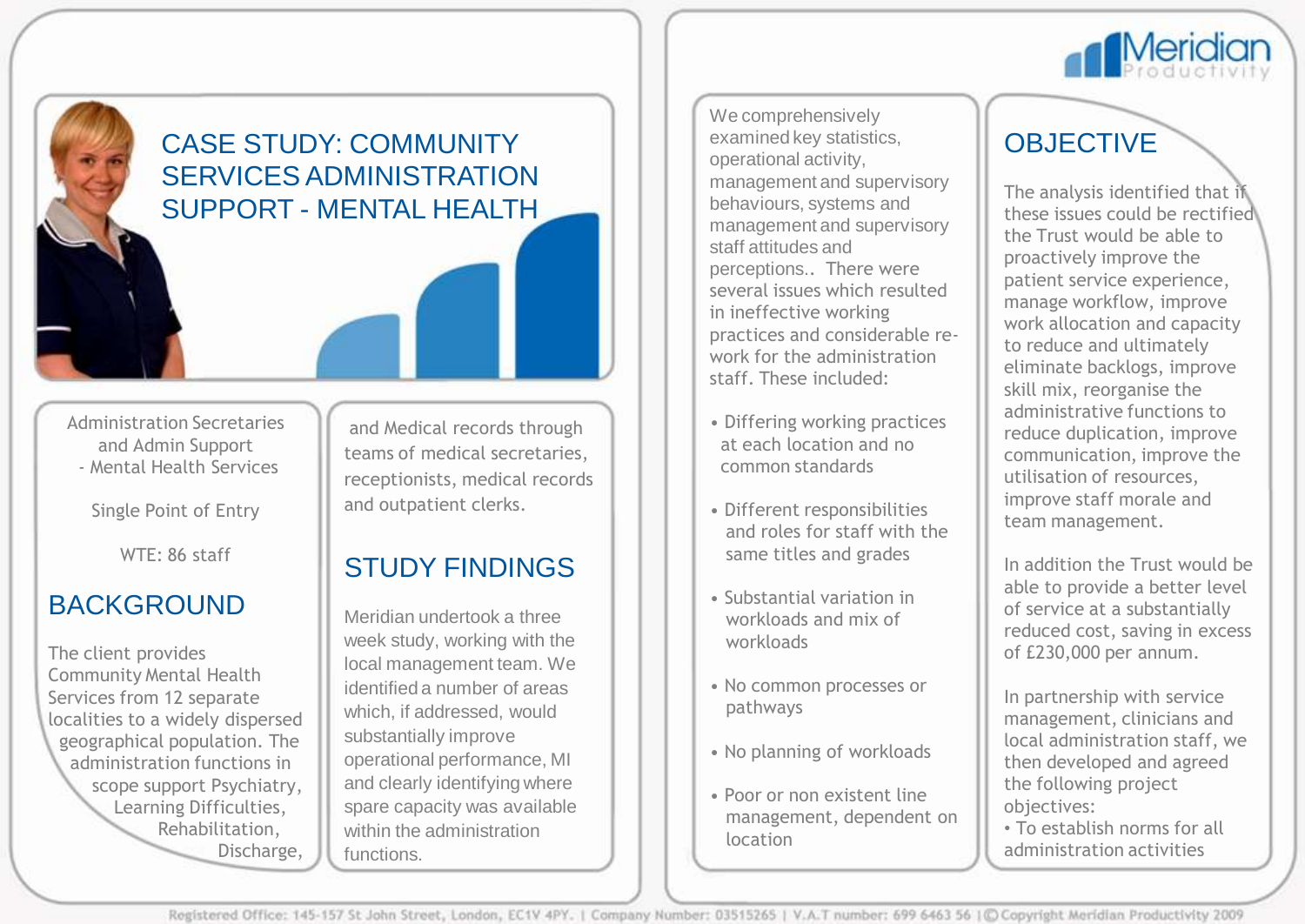# CASE STUDY: COMMUNITY SERVICES ADMINISTRATION SUPPORT - MENTAL HEALTH

Administration Secretaries and Admin Support
- Mental Health Services

Single Point of Entry

WTE: 86 staff

## BACKGROUND

The client provides Community Mental Health Services from 12 separate localities to a widely dispersed geographical population. The administration functions in scope support Psychiatry, Learning Difficulties, Rehabilitation, Discharge, and Medical records through teams of medical secretaries, receptionists, medical records and outpatient clerks.

## STUDY FINDINGS

Meridian undertook a three week study, working with the local management team. We identified a number of areas which, if addressed, would substantially improve operational performance, MI and clearly identifying where spare capacity was available within the administration functions.

We comprehensively examined key statistics, operational activity, management and supervisory behaviours, systems and management and supervisory staff attitudes and perceptions.. There were several issues which resulted in ineffective working practices and considerable re-work for the administration staff. These included:

- Differing working practices at each location and no common standards
- Different responsibilities and roles for staff with the same titles and grades
- Substantial variation in workloads and mix of workloads
- No common processes or pathways
- No planning of workloads
- Poor or non existent line management, dependent on location

## OBJECTIVE

The analysis identified that if these issues could be rectified the Trust would be able to proactively improve the patient service experience, manage workflow, improve work allocation and capacity to reduce and ultimately eliminate backlogs, improve skill mix, reorganise the administrative functions to reduce duplication, improve communication, improve the utilisation of resources, improve staff morale and team management.

In addition the Trust would be able to provide a better level of service at a substantially reduced cost, saving in excess of £230,000 per annum.

In partnership with service management, clinicians and local administration staff, we then developed and agreed the following project objectives:

- To establish norms for all administration activities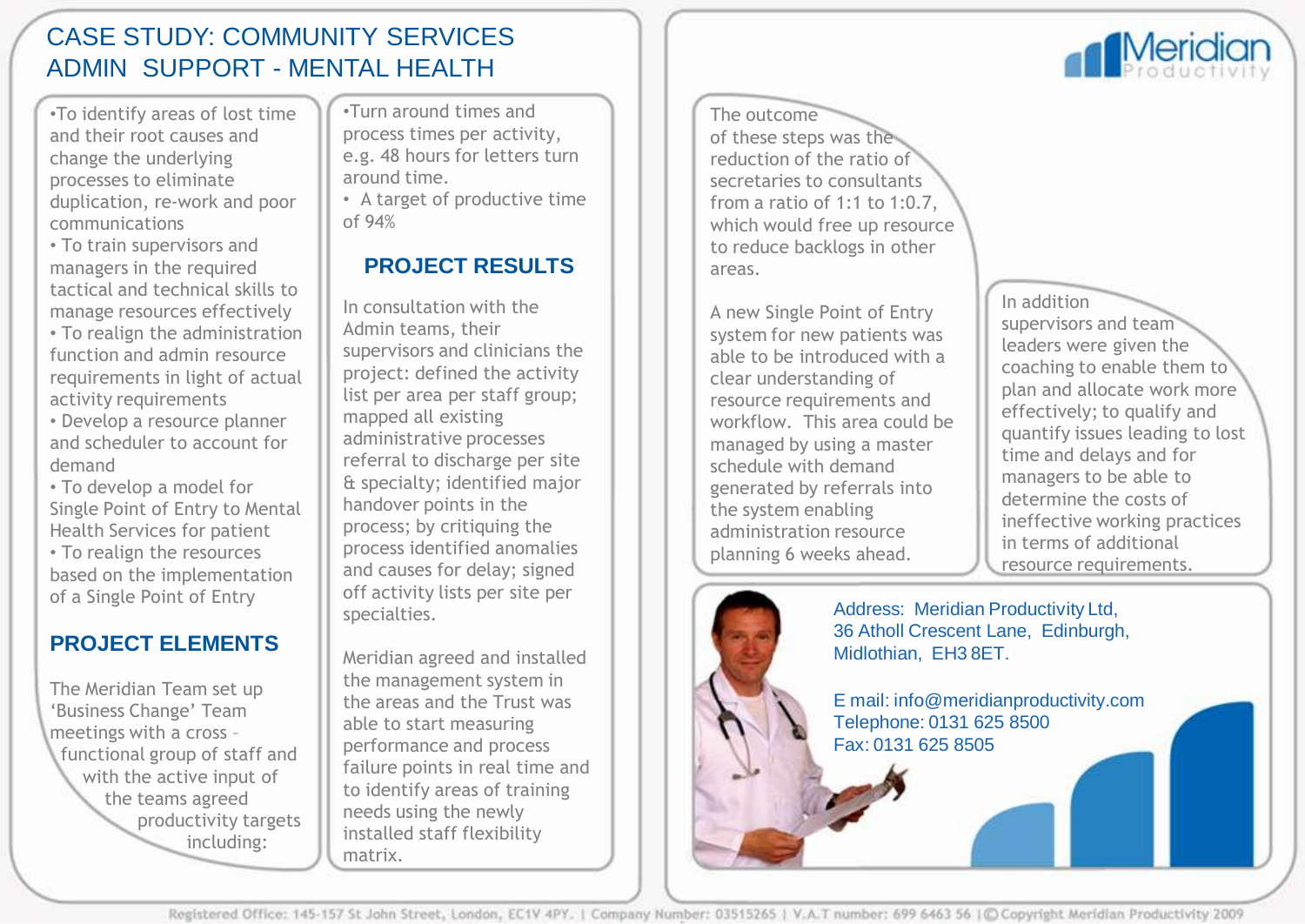# CASE STUDY: COMMUNITY SERVICES ADMIN SUPPORT - MENTAL HEALTH

- To identify areas of lost time and their root causes and change the underlying processes to eliminate duplication, re-work and poor communications
- To train supervisors and managers in the required tactical and technical skills to manage resources effectively
- To realign the administration function and admin resource requirements in light of actual activity requirements
- Develop a resource planner and scheduler to account for demand
- To develop a model for Single Point of Entry to Mental Health Services for patient
- To realign the resources based on the implementation of a Single Point of Entry

## PROJECT ELEMENTS

The Meridian Team set up 'Business Change' Team meetings with a cross – functional group of staff and with the active input of the teams agreed productivity targets including:

- Turn around times and process times per activity, e.g. 48 hours for letters turn around time.
- A target of productive time of 94%

## PROJECT RESULTS

In consultation with the Admin teams, their supervisors and clinicians the project: defined the activity list per area per staff group; mapped all existing administrative processes referral to discharge per site & specialty; identified major handover points in the process; by critiquing the process identified anomalies and causes for delay; signed off activity lists per site per specialties.

Meridian agreed and installed the management system in the areas and the Trust was able to start measuring performance and process failure points in real time and to identify areas of training needs using the newly installed staff flexibility matrix.

The outcome of these steps was the reduction of the ratio of secretaries to consultants from a ratio of 1:1 to 1:0.7, which would free up resource to reduce backlogs in other areas.

A new Single Point of Entry system for new patients was able to be introduced with a clear understanding of resource requirements and workflow. This area could be managed by using a master schedule with demand generated by referrals into the system enabling administration resource planning 6 weeks ahead.

In addition supervisors and team leaders were given the coaching to enable them to plan and allocate work more effectively; to qualify and quantify issues leading to lost time and delays and for managers to be able to determine the costs of ineffective working practices in terms of additional resource requirements.

Meridian Productivity

Address: Meridian Productivity Ltd, 36 Atholl Crescent Lane, Edinburgh, Midlothian, EH3 8ET.

E mail: info@meridianproductivity.com
Telephone: 0131 625 8500
Fax: 0131 625 8505

Registered Office: 145-157 St John Street, London, EC1V 4PY. | Company Number: 03515265 | V.A.T number: 699 6463 56 | © Copyright Meridian Productivity 2009